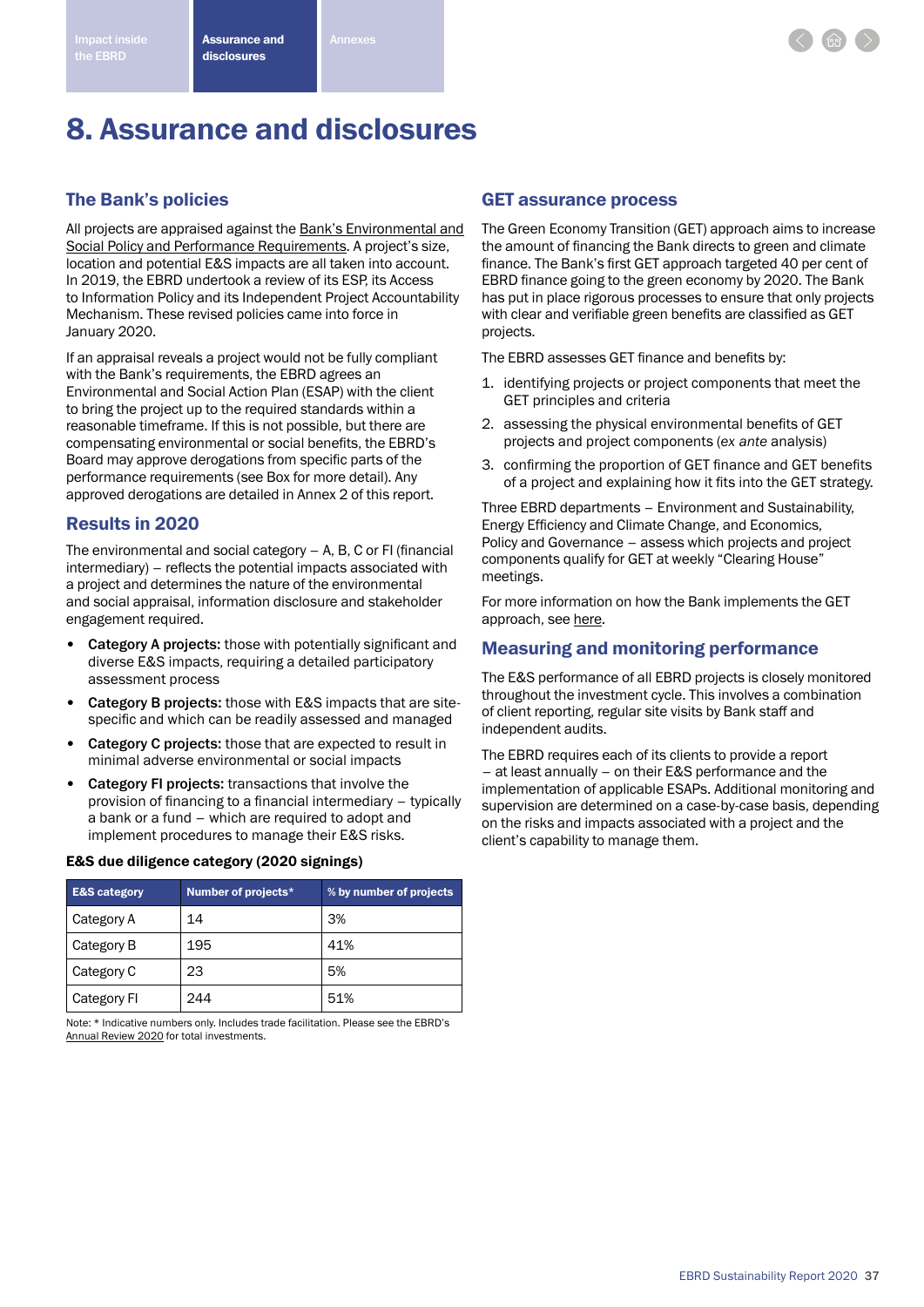# 8. Assurance and disclosures

## The Bank's policies

All projects are appraised against the Bank's Environmental and Social Policy and Performance Requirements. A project's size, location and potential E&S impacts are all taken into account. In 2019, the EBRD undertook a review of its ESP, its Access to Information Policy and its Independent Project Accountability Mechanism. These revised policies came into force in January 2020.

If an appraisal reveals a project would not be fully compliant with the Bank's requirements, the EBRD agrees an Environmental and Social Action Plan (ESAP) with the client to bring the project up to the required standards within a reasonable timeframe. If this is not possible, but there are compensating environmental or social benefits, the EBRD's Board may approve derogations from specific parts of the performance requirements (see Box for more detail). Any approved derogations are detailed in Annex 2 of this report.

## Results in 2020

The environmental and social category – A, B, C or FI (financial intermediary) – reflects the potential impacts associated with a project and determines the nature of the environmental and social appraisal, information disclosure and stakeholder engagement required.

- **Category A projects:** those with potentially significant and diverse E&S impacts, requiring a detailed participatory assessment process
- **Category B projects:** those with E&S impacts that are site-specific and which can be readily assessed and managed
- **Category C projects:** those that are expected to result in minimal adverse environmental or social impacts
- **Category FI projects:** transactions that involve the provision of financing to a financial intermediary – typically a bank or a fund – which are required to adopt and implement procedures to manage their E&S risks.

**E&S due diligence category (2020 signings)**

| E&S category | Number of projects* | % by number of projects |
|---|---|---|
| Category A | 14 | 3% |
| Category B | 195 | 41% |
| Category C | 23 | 5% |
| Category FI | 244 | 51% |

Note: * Indicative numbers only. Includes trade facilitation. Please see the EBRD's Annual Review 2020 for total investments.

## GET assurance process

The Green Economy Transition (GET) approach aims to increase the amount of financing the Bank directs to green and climate finance. The Bank's first GET approach targeted 40 per cent of EBRD finance going to the green economy by 2020. The Bank has put in place rigorous processes to ensure that only projects with clear and verifiable green benefits are classified as GET projects.

The EBRD assesses GET finance and benefits by:

1. identifying projects or project components that meet the GET principles and criteria
2. assessing the physical environmental benefits of GET projects and project components (*ex ante* analysis)
3. confirming the proportion of GET finance and GET benefits of a project and explaining how it fits into the GET strategy.

Three EBRD departments – Environment and Sustainability, Energy Efficiency and Climate Change, and Economics, Policy and Governance – assess which projects and project components qualify for GET at weekly "Clearing House" meetings.

For more information on how the Bank implements the GET approach, see here.

## Measuring and monitoring performance

The E&S performance of all EBRD projects is closely monitored throughout the investment cycle. This involves a combination of client reporting, regular site visits by Bank staff and independent audits.

The EBRD requires each of its clients to provide a report – at least annually – on their E&S performance and the implementation of applicable ESAPs. Additional monitoring and supervision are determined on a case-by-case basis, depending on the risks and impacts associated with a project and the client's capability to manage them.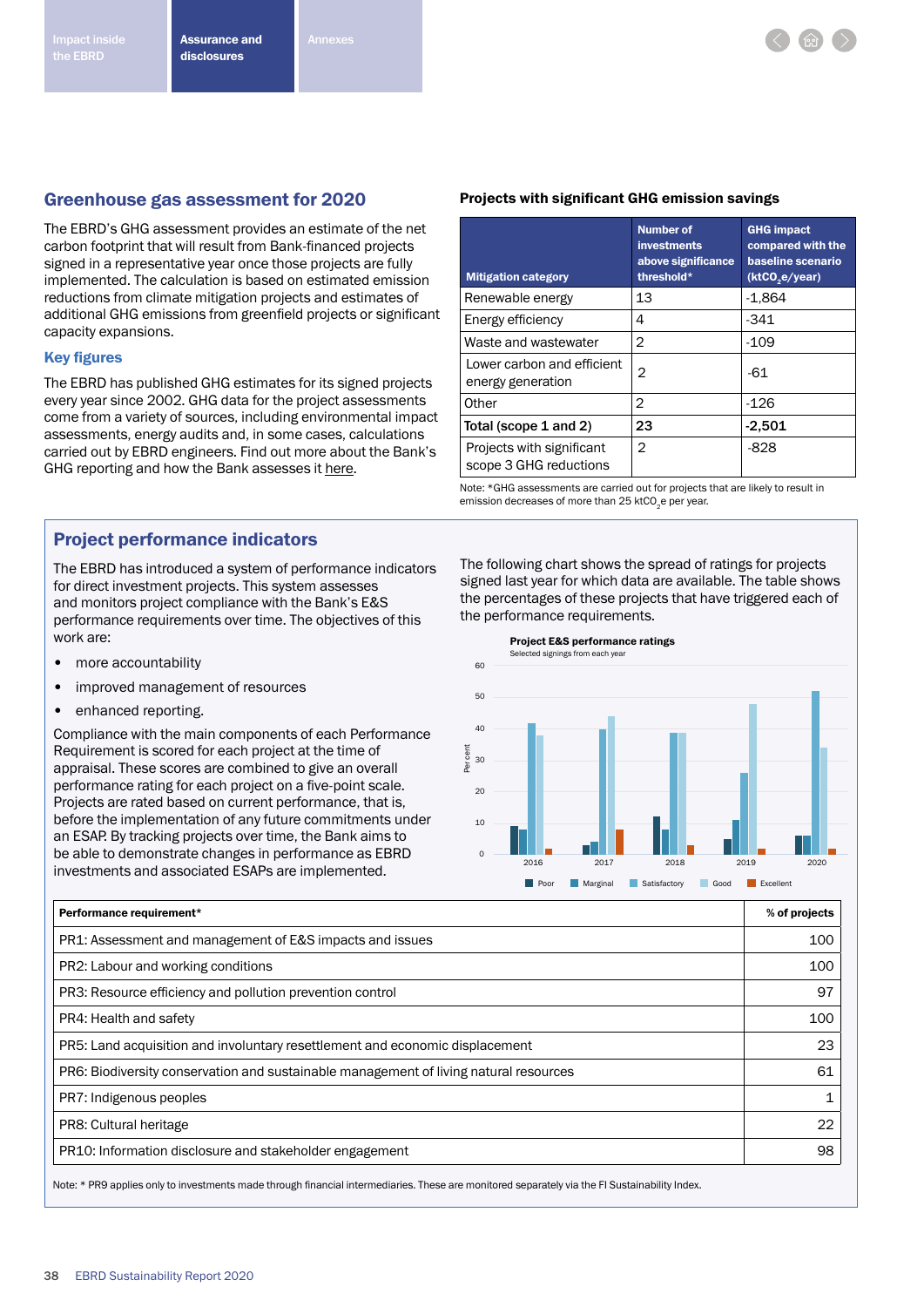## Greenhouse gas assessment for 2020

The EBRD's GHG assessment provides an estimate of the net carbon footprint that will result from Bank-financed projects signed in a representative year once those projects are fully implemented. The calculation is based on estimated emission reductions from climate mitigation projects and estimates of additional GHG emissions from greenfield projects or significant capacity expansions.

### Key figures

The EBRD has published GHG estimates for its signed projects every year since 2002. GHG data for the project assessments come from a variety of sources, including environmental impact assessments, energy audits and, in some cases, calculations carried out by EBRD engineers. Find out more about the Bank's GHG reporting and how the Bank assesses it here.

**Projects with significant GHG emission savings**

| Mitigation category | Number of investments above significance threshold* | GHG impact compared with the baseline scenario ($ktCO_2e$/year) |
|---|---|---|
| Renewable energy | 13 | -1,864 |
| Energy efficiency | 4 | -341 |
| Waste and wastewater | 2 | -109 |
| Lower carbon and efficient energy generation | 2 | -61 |
| Other | 2 | -126 |
| **Total (scope 1 and 2)** | **23** | **-2,501** |
| Projects with significant scope 3 GHG reductions | 2 | -828 |

Note: *GHG assessments are carried out for projects that are likely to result in emission decreases of more than 25 $ktCO_2e$ per year.

## Project performance indicators

The EBRD has introduced a system of performance indicators for direct investment projects. This system assesses and monitors project compliance with the Bank's E&S performance requirements over time. The objectives of this work are:

- more accountability
- improved management of resources
- enhanced reporting.

Compliance with the main components of each Performance Requirement is scored for each project at the time of appraisal. These scores are combined to give an overall performance rating for each project on a five-point scale. Projects are rated based on current performance, that is, before the implementation of any future commitments under an ESAP. By tracking projects over time, the Bank aims to be able to demonstrate changes in performance as EBRD investments and associated ESAPs are implemented.

The following chart shows the spread of ratings for projects signed last year for which data are available. The table shows the percentages of these projects that have triggered each of the performance requirements.

**Project E&S performance ratings**

Selected signings from each year

| Year | Poor | Marginal | Satisfactory | Good | Excellent |
|---|---|---|---|---|---|
| 2016 | 9 | 8 | 42 | 38 | 2 |
| 2017 | 3 | 4 | 40 | 44 | 8 |
| 2018 | 12 | 8 | 39 | 39 | 3 |
| 2019 | 5 | 11 | 26 | 48 | 2 |
| 2020 | 6 | 6 | 52 | 34 | 2 |

Per cent

| Performance requirement* | % of projects |
|---|---|
| PR1: Assessment and management of E&S impacts and issues | 100 |
| PR2: Labour and working conditions | 100 |
| PR3: Resource efficiency and pollution prevention control | 97 |
| PR4: Health and safety | 100 |
| PR5: Land acquisition and involuntary resettlement and economic displacement | 23 |
| PR6: Biodiversity conservation and sustainable management of living natural resources | 61 |
| PR7: Indigenous peoples | 1 |
| PR8: Cultural heritage | 22 |
| PR10: Information disclosure and stakeholder engagement | 98 |

Note: * PR9 applies only to investments made through financial intermediaries. These are monitored separately via the FI Sustainability Index.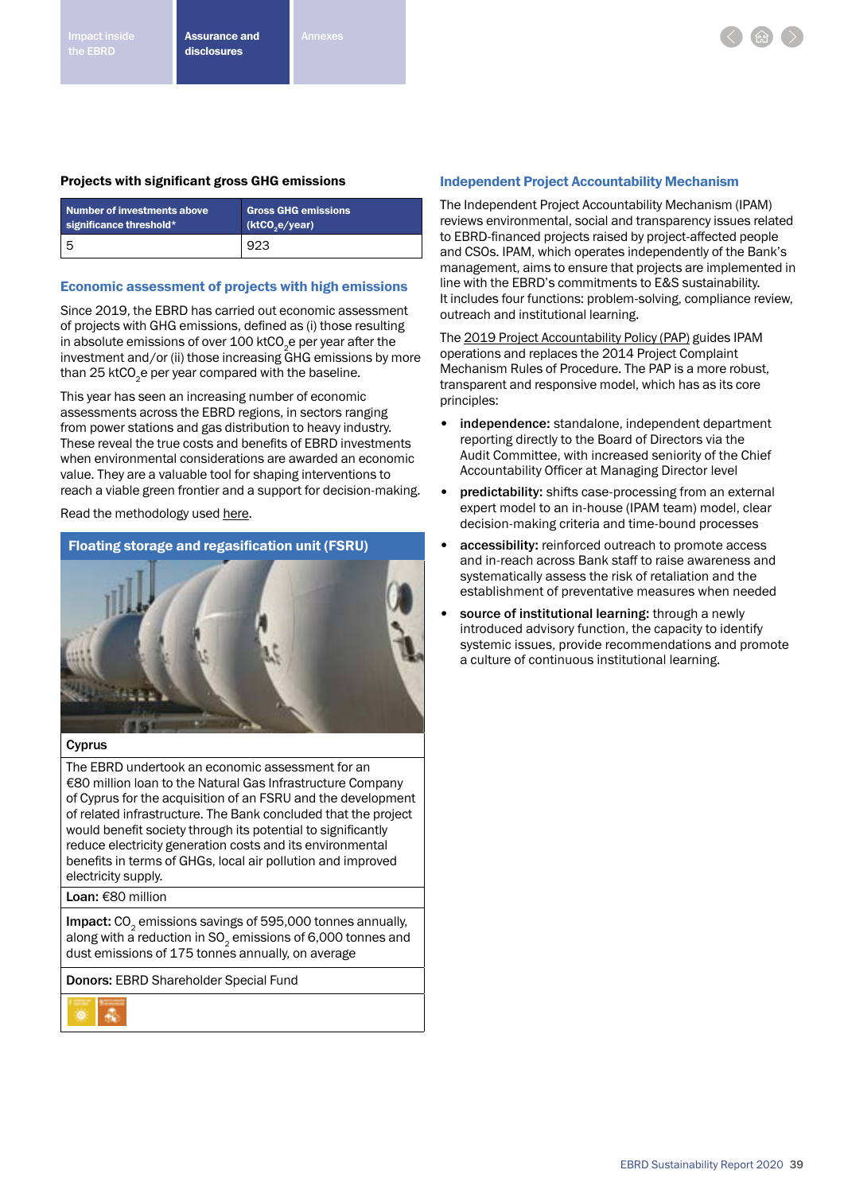### Projects with significant gross GHG emissions

| Number of investments above significance threshold* | Gross GHG emissions ($ktCO_2e$/year) |
|---|---|
| 5 | 923 |

## Economic assessment of projects with high emissions

Since 2019, the EBRD has carried out economic assessment of projects with GHG emissions, defined as (i) those resulting in absolute emissions of over 100 $ktCO_2e$ per year after the investment and/or (ii) those increasing GHG emissions by more than 25 $ktCO_2e$ per year compared with the baseline.

This year has seen an increasing number of economic assessments across the EBRD regions, in sectors ranging from power stations and gas distribution to heavy industry. These reveal the true costs and benefits of EBRD investments when environmental considerations are awarded an economic value. They are a valuable tool for shaping interventions to reach a viable green frontier and a support for decision-making.

Read the methodology used here.

### Floating storage and regasification unit (FSRU)

**Cyprus**

The EBRD undertook an economic assessment for an €80 million loan to the Natural Gas Infrastructure Company of Cyprus for the acquisition of an FSRU and the development of related infrastructure. The Bank concluded that the project would benefit society through its potential to significantly reduce electricity generation costs and its environmental benefits in terms of GHGs, local air pollution and improved electricity supply.

**Loan:** €80 million

**Impact:** $CO_2$ emissions savings of 595,000 tonnes annually, along with a reduction in $SO_2$ emissions of 6,000 tonnes and dust emissions of 175 tonnes annually, on average

**Donors:** EBRD Shareholder Special Fund

## Independent Project Accountability Mechanism

The Independent Project Accountability Mechanism (IPAM) reviews environmental, social and transparency issues related to EBRD-financed projects raised by project-affected people and CSOs. IPAM, which operates independently of the Bank's management, aims to ensure that projects are implemented in line with the EBRD's commitments to E&S sustainability. It includes four functions: problem-solving, compliance review, outreach and institutional learning.

The 2019 Project Accountability Policy (PAP) guides IPAM operations and replaces the 2014 Project Complaint Mechanism Rules of Procedure. The PAP is a more robust, transparent and responsive model, which has as its core principles:

- **independence:** standalone, independent department reporting directly to the Board of Directors via the Audit Committee, with increased seniority of the Chief Accountability Officer at Managing Director level
- **predictability:** shifts case-processing from an external expert model to an in-house (IPAM team) model, clear decision-making criteria and time-bound processes
- **accessibility:** reinforced outreach to promote access and in-reach across Bank staff to raise awareness and systematically assess the risk of retaliation and the establishment of preventative measures when needed
- **source of institutional learning:** through a newly introduced advisory function, the capacity to identify systemic issues, provide recommendations and promote a culture of continuous institutional learning.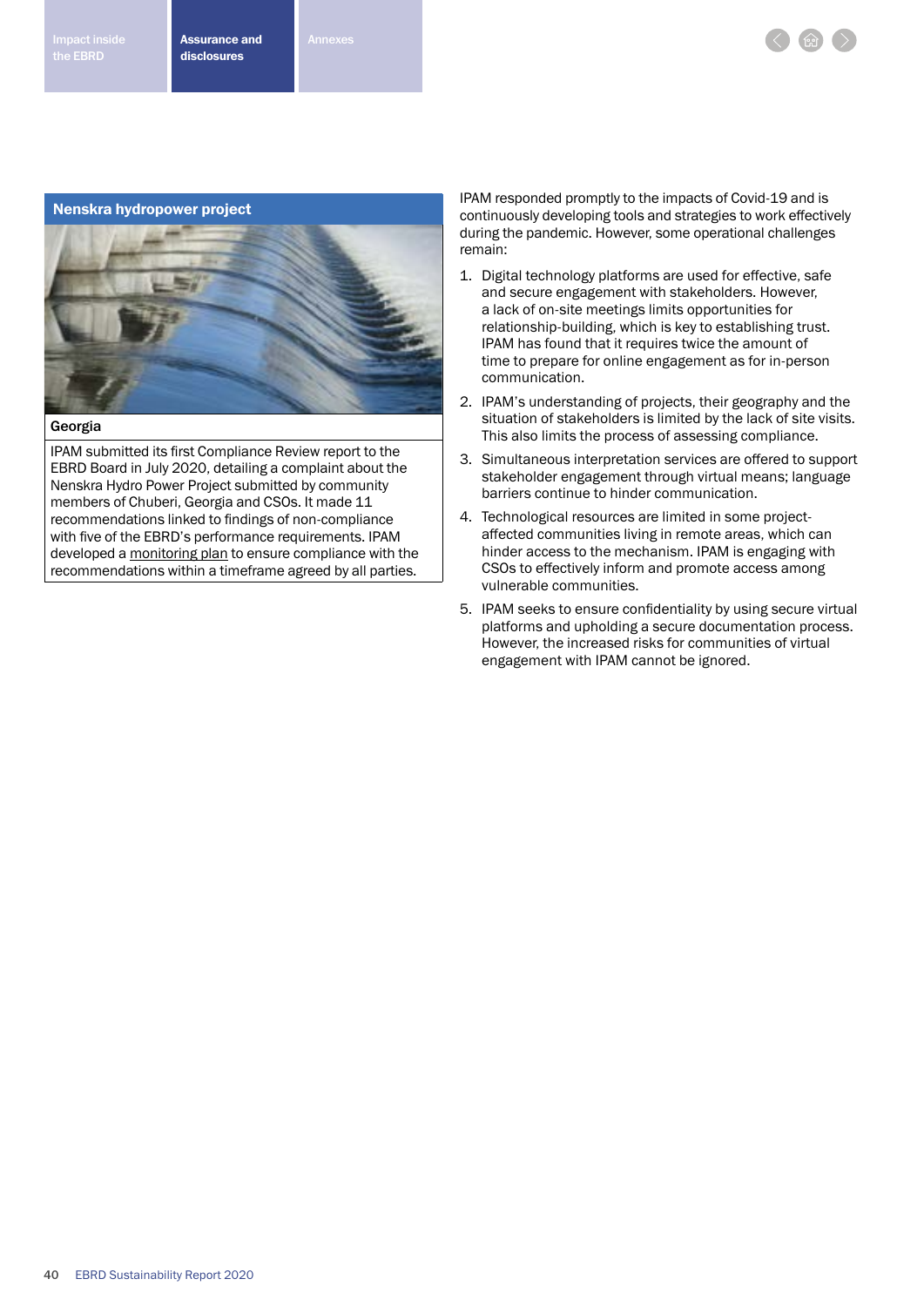## Nenskra hydropower project

**Georgia**

IPAM submitted its first Compliance Review report to the EBRD Board in July 2020, detailing a complaint about the Nenskra Hydro Power Project submitted by community members of Chuberi, Georgia and CSOs. It made 11 recommendations linked to findings of non-compliance with five of the EBRD's performance requirements. IPAM developed a monitoring plan to ensure compliance with the recommendations within a timeframe agreed by all parties.

IPAM responded promptly to the impacts of Covid-19 and is continuously developing tools and strategies to work effectively during the pandemic. However, some operational challenges remain:

1. Digital technology platforms are used for effective, safe and secure engagement with stakeholders. However, a lack of on-site meetings limits opportunities for relationship-building, which is key to establishing trust. IPAM has found that it requires twice the amount of time to prepare for online engagement as for in-person communication.
2. IPAM's understanding of projects, their geography and the situation of stakeholders is limited by the lack of site visits. This also limits the process of assessing compliance.
3. Simultaneous interpretation services are offered to support stakeholder engagement through virtual means; language barriers continue to hinder communication.
4. Technological resources are limited in some project-affected communities living in remote areas, which can hinder access to the mechanism. IPAM is engaging with CSOs to effectively inform and promote access among vulnerable communities.
5. IPAM seeks to ensure confidentiality by using secure virtual platforms and upholding a secure documentation process. However, the increased risks for communities of virtual engagement with IPAM cannot be ignored.